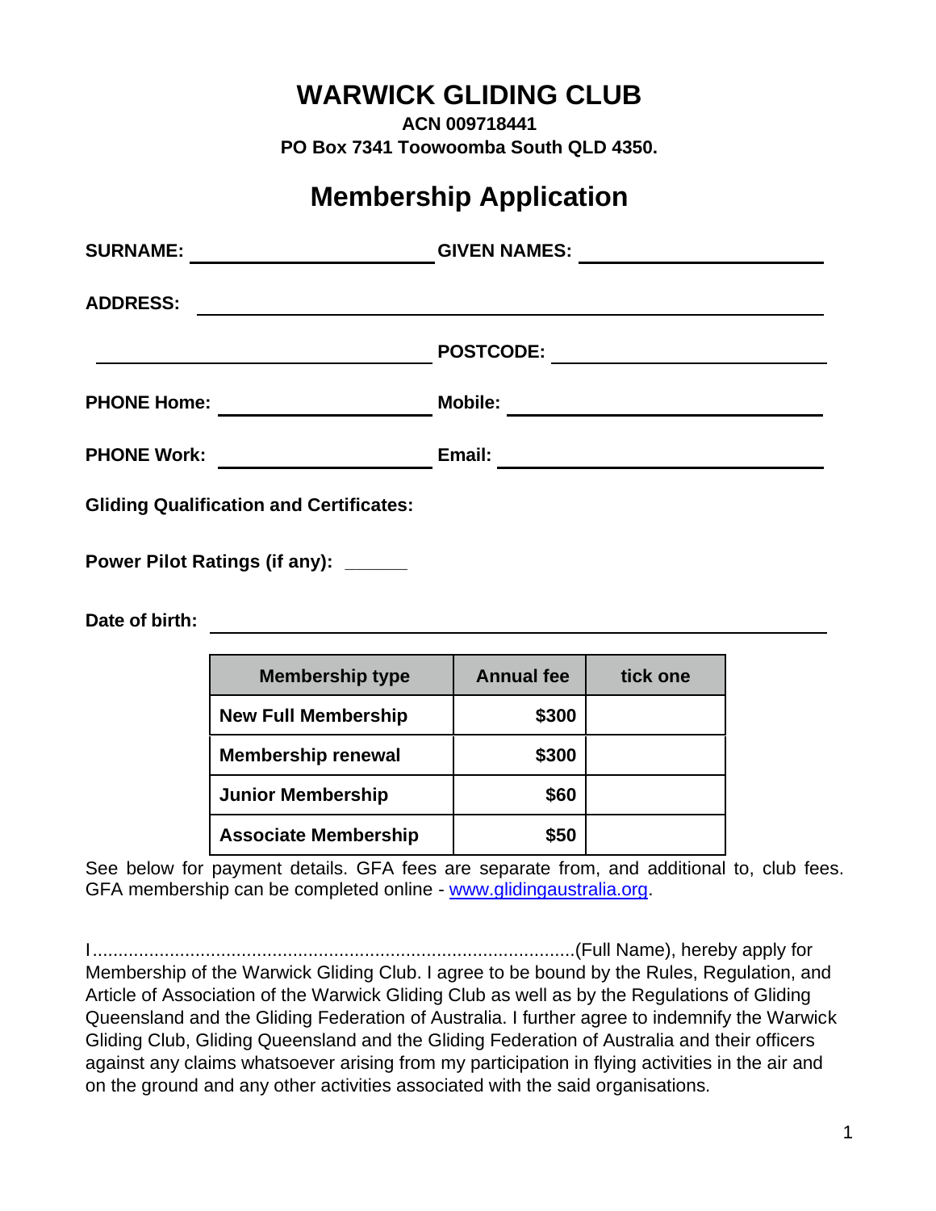# WARWICK GLIDING CLUB

**ACN 009718441**

**PO Box 7341 Toowoomba South QLD 4350.**

## Membership Application

**SURNAME:** ______________________ **GIVEN NAMES:** ______________________

**ADDRESS:** ____________________________________________

______________________ **POSTCODE:** ______________________

**PHONE Home:** ______________________ **Mobile:** ______________________

**PHONE Work:** ______________________ **Email:** ______________________

**Gliding Qualification and Certificates:**

**Power Pilot Ratings (if any):** ______

**Date of birth:** ____________________________________________

| Membership type | Annual fee | tick one |
|---|---:|---|
| **New Full Membership** | **$300** | |
| **Membership renewal** | **$300** | |
| **Junior Membership** | **$60** | |
| **Associate Membership** | **$50** | |

See below for payment details. GFA fees are separate from, and additional to, club fees. GFA membership can be completed online - [www.glidingaustralia.org](http://www.glidingaustralia.org).

I.............................................................................................(Full Name), hereby apply for Membership of the Warwick Gliding Club. I agree to be bound by the Rules, Regulation, and Article of Association of the Warwick Gliding Club as well as by the Regulations of Gliding Queensland and the Gliding Federation of Australia. I further agree to indemnify the Warwick Gliding Club, Gliding Queensland and the Gliding Federation of Australia and their officers against any claims whatsoever arising from my participation in flying activities in the air and on the ground and any other activities associated with the said organisations.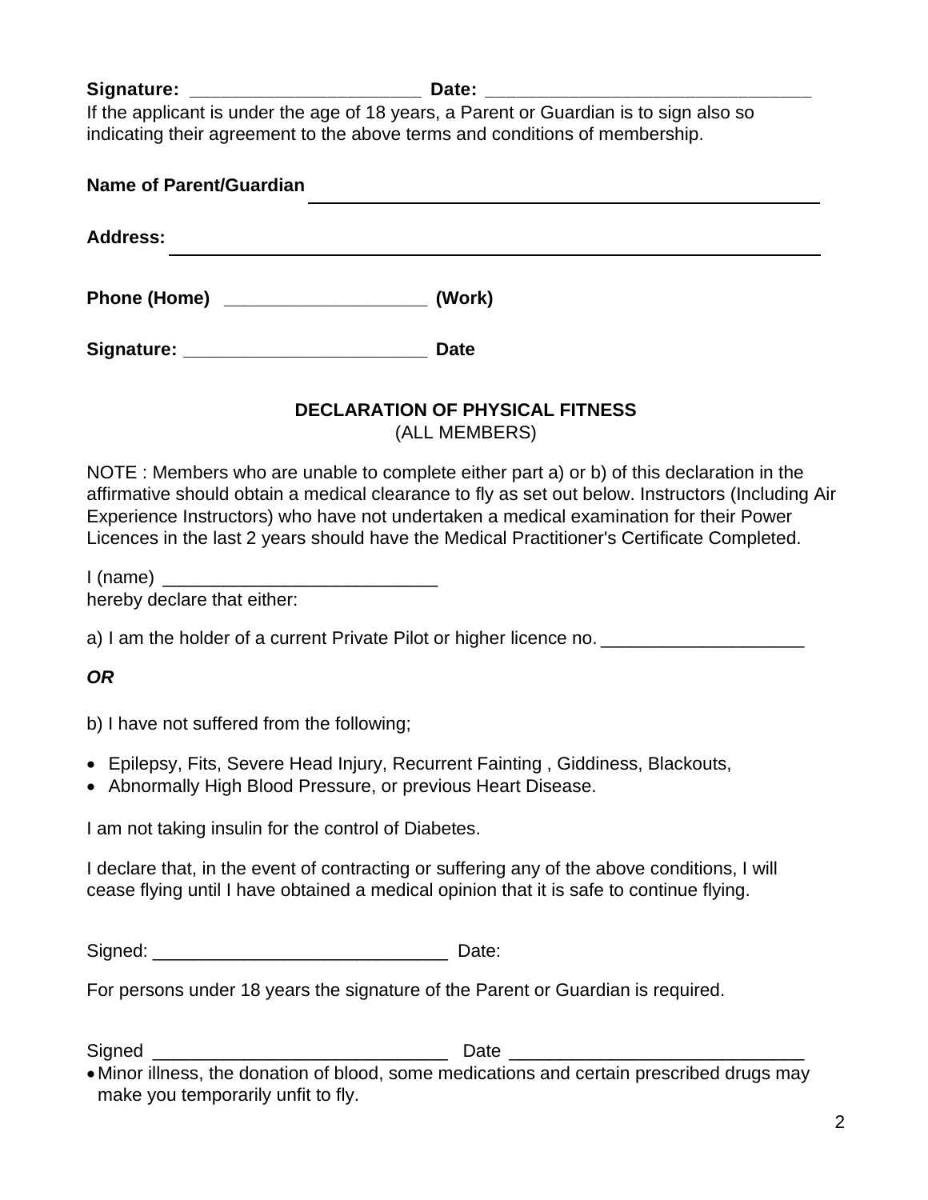**Signature: \_\_\_\_\_\_\_\_\_\_\_\_\_\_\_\_\_\_\_\_\_\_ Date: \_\_\_\_\_\_\_\_\_\_\_\_\_\_\_\_\_\_\_\_\_\_\_\_\_\_\_\_\_\_\_**

If the applicant is under the age of 18 years, a Parent or Guardian is to sign also so indicating their agreement to the above terms and conditions of membership.

**Name of Parent/Guardian** \_\_\_\_\_\_\_\_\_\_\_\_\_\_\_\_\_\_\_\_\_\_\_\_\_\_\_\_\_\_\_\_\_\_\_\_\_\_\_\_\_\_\_\_\_\_\_\_

**Address:** \_\_\_\_\_\_\_\_\_\_\_\_\_\_\_\_\_\_\_\_\_\_\_\_\_\_\_\_\_\_\_\_\_\_\_\_\_\_\_\_\_\_\_\_\_\_\_\_\_\_\_\_\_\_\_\_\_\_\_\_\_\_

**Phone (Home) \_\_\_\_\_\_\_\_\_\_\_\_\_\_\_\_\_\_\_\_ (Work)**

**Signature: \_\_\_\_\_\_\_\_\_\_\_\_\_\_\_\_\_\_\_\_\_\_\_\_ Date**

## DECLARATION OF PHYSICAL FITNESS

(ALL MEMBERS)

NOTE : Members who are unable to complete either part a) or b) of this declaration in the affirmative should obtain a medical clearance to fly as set out below. Instructors (Including Air Experience Instructors) who have not undertaken a medical examination for their Power Licences in the last 2 years should have the Medical Practitioner's Certificate Completed.

I (name) \_\_\_\_\_\_\_\_\_\_\_\_\_\_\_\_\_\_\_\_\_\_\_\_\_\_\_
hereby declare that either:

a) I am the holder of a current Private Pilot or higher licence no. \_\_\_\_\_\_\_\_\_\_\_\_\_\_\_\_\_\_\_\_

***OR***

b) I have not suffered from the following;

- Epilepsy, Fits, Severe Head Injury, Recurrent Fainting , Giddiness, Blackouts,
- Abnormally High Blood Pressure, or previous Heart Disease.

I am not taking insulin for the control of Diabetes.

I declare that, in the event of contracting or suffering any of the above conditions, I will cease flying until I have obtained a medical opinion that it is safe to continue flying.

Signed: \_\_\_\_\_\_\_\_\_\_\_\_\_\_\_\_\_\_\_\_\_\_\_\_\_\_\_\_\_\_ Date:

For persons under 18 years the signature of the Parent or Guardian is required.

Signed \_\_\_\_\_\_\_\_\_\_\_\_\_\_\_\_\_\_\_\_\_\_\_\_\_\_\_\_\_\_ Date \_\_\_\_\_\_\_\_\_\_\_\_\_\_\_\_\_\_\_\_\_\_\_\_\_\_\_\_\_\_

- Minor illness, the donation of blood, some medications and certain prescribed drugs may make you temporarily unfit to fly.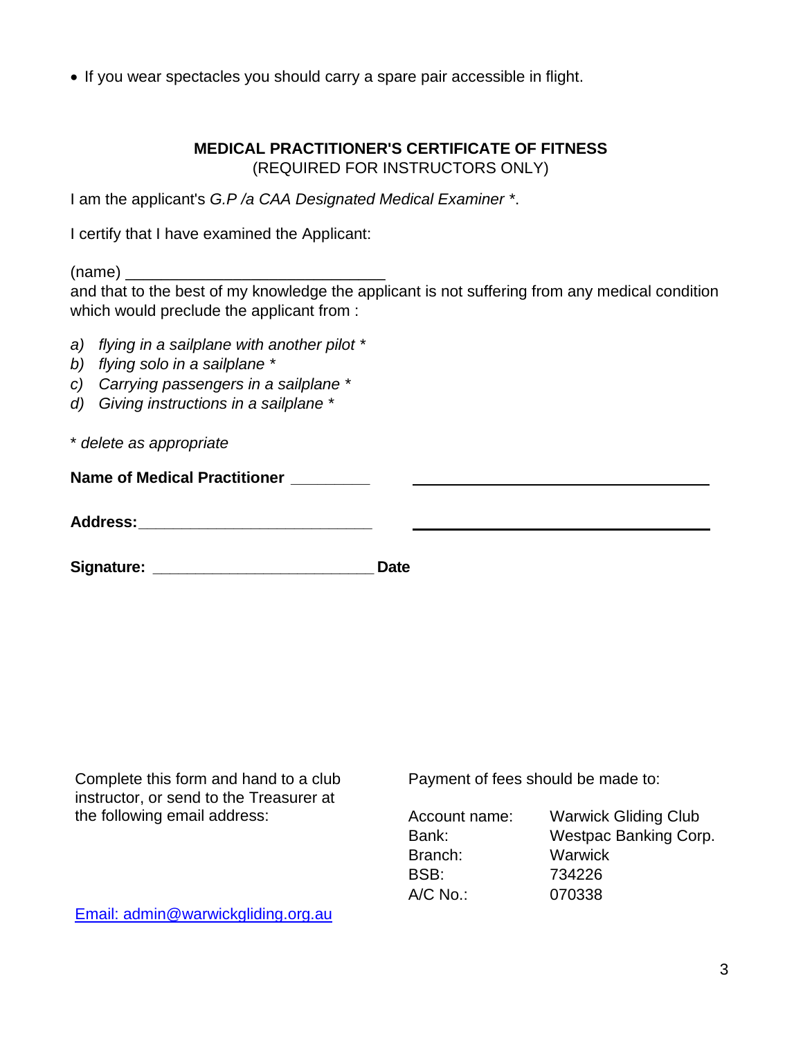- If you wear spectacles you should carry a spare pair accessible in flight.

**MEDICAL PRACTITIONER'S CERTIFICATE OF FITNESS**

(REQUIRED FOR INSTRUCTORS ONLY)

I am the applicant's *G.P /a CAA Designated Medical Examiner \**.

I certify that I have examined the Applicant:

(name) ______________________________

and that to the best of my knowledge the applicant is not suffering from any medical condition which would preclude the applicant from :

*a) flying in a sailplane with another pilot \**
*b) flying solo in a sailplane \**
*c) Carrying passengers in a sailplane \**
*d) Giving instructions in a sailplane \**

*\* delete as appropriate*

**Name of Medical Practitioner** _________ ______________________________

**Address:**___________________________ ______________________________

**Signature:** _________________________ **Date**

Complete this form and hand to a club instructor, or send to the Treasurer at the following email address:

Email: admin@warwickgliding.org.au

Payment of fees should be made to:

| | |
|---|---|
| Account name: | Warwick Gliding Club |
| Bank: | Westpac Banking Corp. |
| Branch: | Warwick |
| BSB: | 734226 |
| A/C No.: | 070338 |